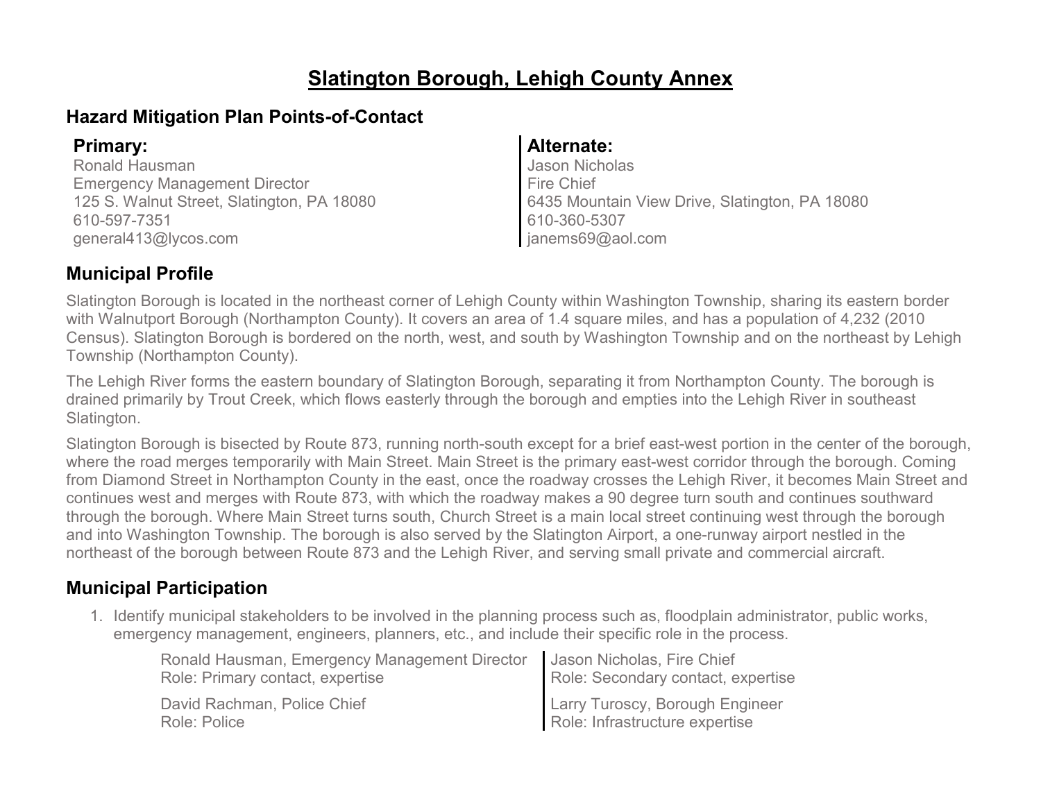# Slatington Borough, Lehigh County Annex

## Hazard Mitigation Plan Points-of-Contact

**Primary:**
Ronald Hausman
Emergency Management Director
125 S. Walnut Street, Slatington, PA 18080
610-597-7351
general413@lycos.com

**Alternate:**
Jason Nicholas
Fire Chief
6435 Mountain View Drive, Slatington, PA 18080
610-360-5307
janems69@aol.com

## Municipal Profile

Slatington Borough is located in the northeast corner of Lehigh County within Washington Township, sharing its eastern border with Walnutport Borough (Northampton County). It covers an area of 1.4 square miles, and has a population of 4,232 (2010 Census). Slatington Borough is bordered on the north, west, and south by Washington Township and on the northeast by Lehigh Township (Northampton County).

The Lehigh River forms the eastern boundary of Slatington Borough, separating it from Northampton County. The borough is drained primarily by Trout Creek, which flows easterly through the borough and empties into the Lehigh River in southeast Slatington.

Slatington Borough is bisected by Route 873, running north-south except for a brief east-west portion in the center of the borough, where the road merges temporarily with Main Street. Main Street is the primary east-west corridor through the borough. Coming from Diamond Street in Northampton County in the east, once the roadway crosses the Lehigh River, it becomes Main Street and continues west and merges with Route 873, with which the roadway makes a 90 degree turn south and continues southward through the borough. Where Main Street turns south, Church Street is a main local street continuing west through the borough and into Washington Township. The borough is also served by the Slatington Airport, a one-runway airport nestled in the northeast of the borough between Route 873 and the Lehigh River, and serving small private and commercial aircraft.

## Municipal Participation

1. Identify municipal stakeholders to be involved in the planning process such as, floodplain administrator, public works, emergency management, engineers, planners, etc., and include their specific role in the process.

   Ronald Hausman, Emergency Management Director
   Role: Primary contact, expertise

   Jason Nicholas, Fire Chief
   Role: Secondary contact, expertise

   David Rachman, Police Chief
   Role: Police

   Larry Turoscy, Borough Engineer
   Role: Infrastructure expertise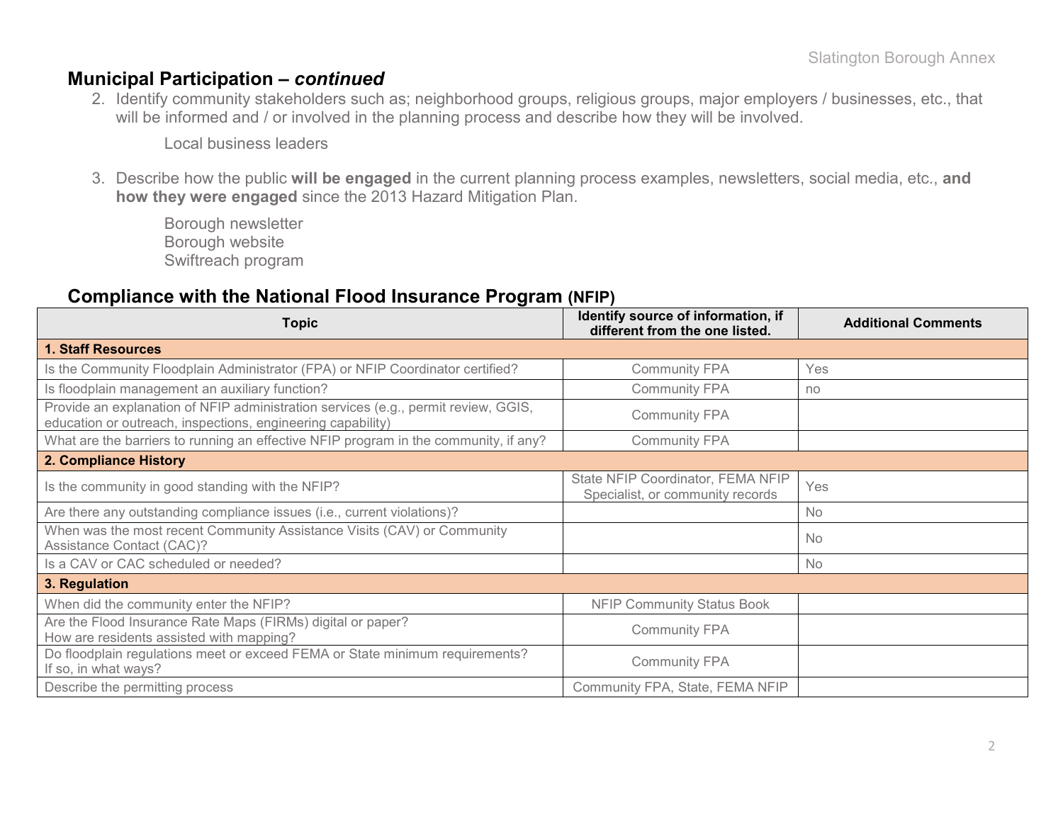## Municipal Participation – *continued*

2. Identify community stakeholders such as; neighborhood groups, religious groups, major employers / businesses, etc., that will be informed and / or involved in the planning process and describe how they will be involved.

   Local business leaders

3. Describe how the public **will be engaged** in the current planning process examples, newsletters, social media, etc., **and how they were engaged** since the 2013 Hazard Mitigation Plan.

   Borough newsletter
   Borough website
   Swiftreach program

## Compliance with the National Flood Insurance Program (NFIP)

| Topic | Identify source of information, if different from the one listed. | Additional Comments |
|---|---|---|
| **1. Staff Resources** | | |
| Is the Community Floodplain Administrator (FPA) or NFIP Coordinator certified? | Community FPA | Yes |
| Is floodplain management an auxiliary function? | Community FPA | no |
| Provide an explanation of NFIP administration services (e.g., permit review, GGIS, education or outreach, inspections, engineering capability) | Community FPA | |
| What are the barriers to running an effective NFIP program in the community, if any? | Community FPA | |
| **2. Compliance History** | | |
| Is the community in good standing with the NFIP? | State NFIP Coordinator, FEMA NFIP Specialist, or community records | Yes |
| Are there any outstanding compliance issues (i.e., current violations)? | | No |
| When was the most recent Community Assistance Visits (CAV) or Community Assistance Contact (CAC)? | | No |
| Is a CAV or CAC scheduled or needed? | | No |
| **3. Regulation** | | |
| When did the community enter the NFIP? | NFIP Community Status Book | |
| Are the Flood Insurance Rate Maps (FIRMs) digital or paper? How are residents assisted with mapping? | Community FPA | |
| Do floodplain regulations meet or exceed FEMA or State minimum requirements? If so, in what ways? | Community FPA | |
| Describe the permitting process | Community FPA, State, FEMA NFIP | |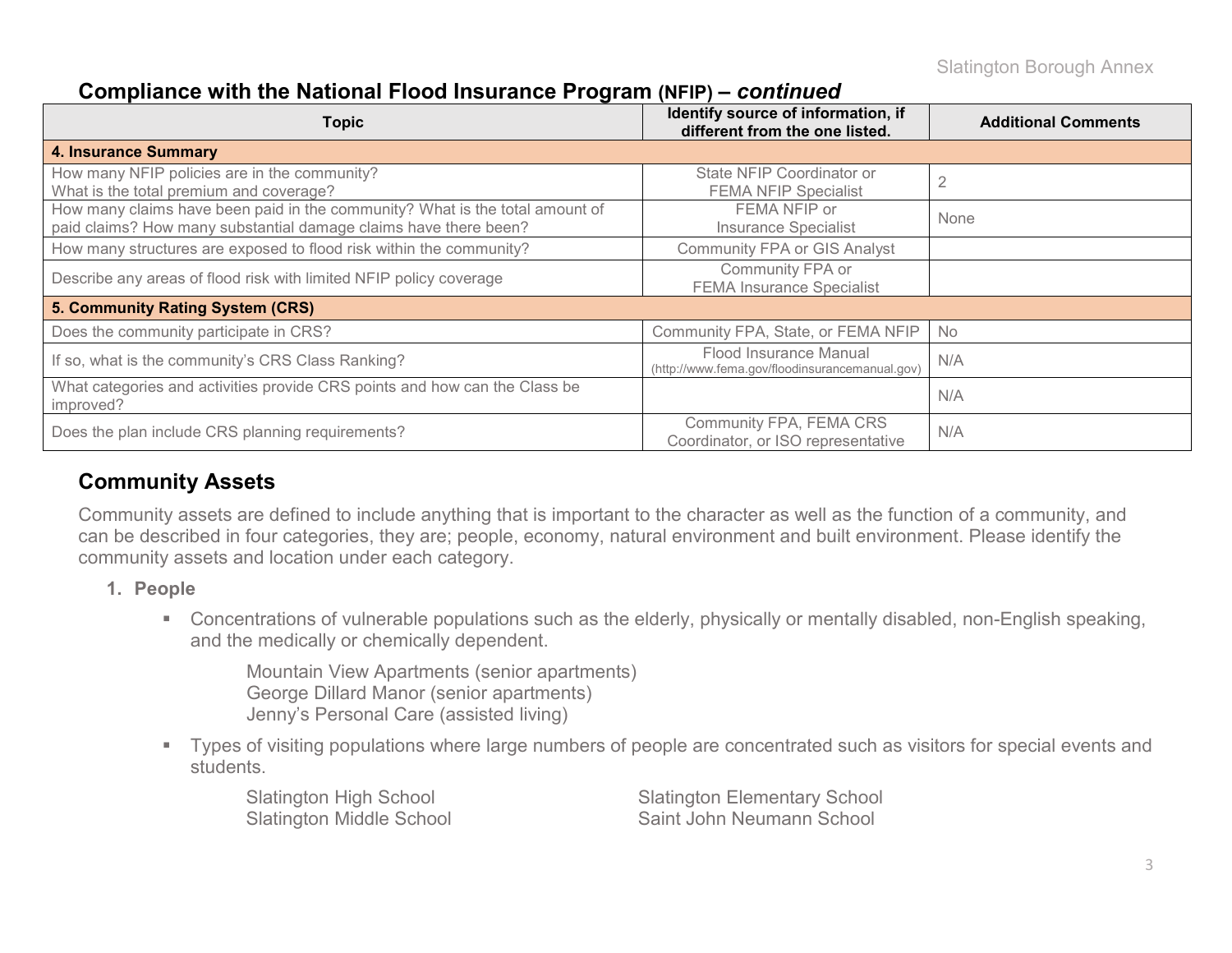## Compliance with the National Flood Insurance Program (NFIP) – *continued*

| Topic | Identify source of information, if different from the one listed. | Additional Comments |
|---|---|---|
| **4. Insurance Summary** | | |
| How many NFIP policies are in the community? What is the total premium and coverage? | State NFIP Coordinator or FEMA NFIP Specialist | 2 |
| How many claims have been paid in the community? What is the total amount of paid claims? How many substantial damage claims have there been? | FEMA NFIP or Insurance Specialist | None |
| How many structures are exposed to flood risk within the community? | Community FPA or GIS Analyst | |
| Describe any areas of flood risk with limited NFIP policy coverage | Community FPA or FEMA Insurance Specialist | |
| **5. Community Rating System (CRS)** | | |
| Does the community participate in CRS? | Community FPA, State, or FEMA NFIP | No |
| If so, what is the community's CRS Class Ranking? | Flood Insurance Manual (http://www.fema.gov/floodinsurancemanual.gov) | N/A |
| What categories and activities provide CRS points and how can the Class be improved? | | N/A |
| Does the plan include CRS planning requirements? | Community FPA, FEMA CRS Coordinator, or ISO representative | N/A |

## Community Assets

Community assets are defined to include anything that is important to the character as well as the function of a community, and can be described in four categories, they are; people, economy, natural environment and built environment. Please identify the community assets and location under each category.

1. **People**
   - Concentrations of vulnerable populations such as the elderly, physically or mentally disabled, non-English speaking, and the medically or chemically dependent.

     Mountain View Apartments (senior apartments)
     George Dillard Manor (senior apartments)
     Jenny's Personal Care (assisted living)

   - Types of visiting populations where large numbers of people are concentrated such as visitors for special events and students.

     Slatington High School
     Slatington Middle School
     Slatington Elementary School
     Saint John Neumann School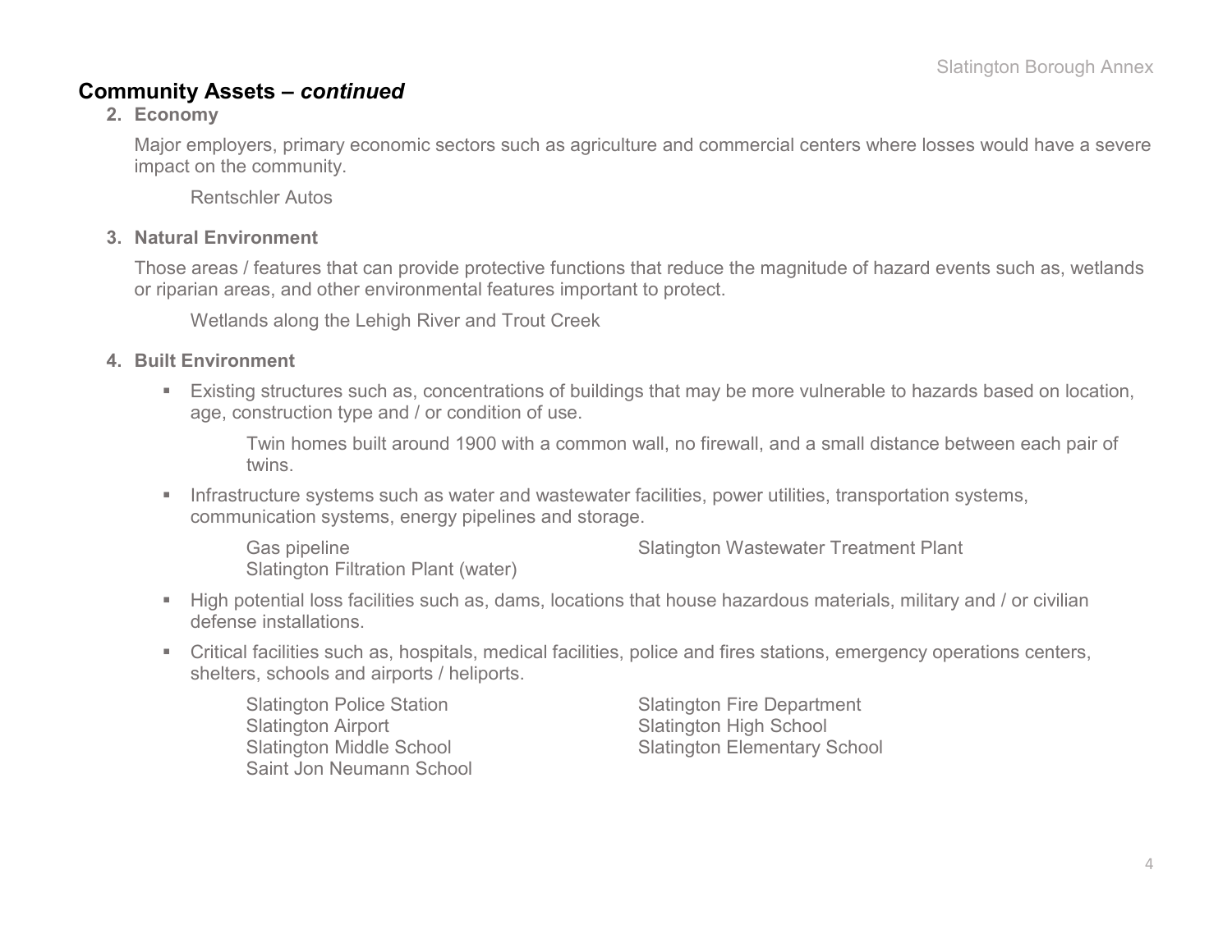## Community Assets – *continued*

2. **Economy**

   Major employers, primary economic sectors such as agriculture and commercial centers where losses would have a severe impact on the community.

   Rentschler Autos

3. **Natural Environment**

   Those areas / features that can provide protective functions that reduce the magnitude of hazard events such as, wetlands or riparian areas, and other environmental features important to protect.

   Wetlands along the Lehigh River and Trout Creek

4. **Built Environment**

   - Existing structures such as, concentrations of buildings that may be more vulnerable to hazards based on location, age, construction type and / or condition of use.

     Twin homes built around 1900 with a common wall, no firewall, and a small distance between each pair of twins.

   - Infrastructure systems such as water and wastewater facilities, power utilities, transportation systems, communication systems, energy pipelines and storage.

     Gas pipeline
     Slatington Filtration Plant (water)
     Slatington Wastewater Treatment Plant

   - High potential loss facilities such as, dams, locations that house hazardous materials, military and / or civilian defense installations.

   - Critical facilities such as, hospitals, medical facilities, police and fires stations, emergency operations centers, shelters, schools and airports / heliports.

     Slatington Police Station
     Slatington Airport
     Slatington Middle School
     Saint Jon Neumann School
     Slatington Fire Department
     Slatington High School
     Slatington Elementary School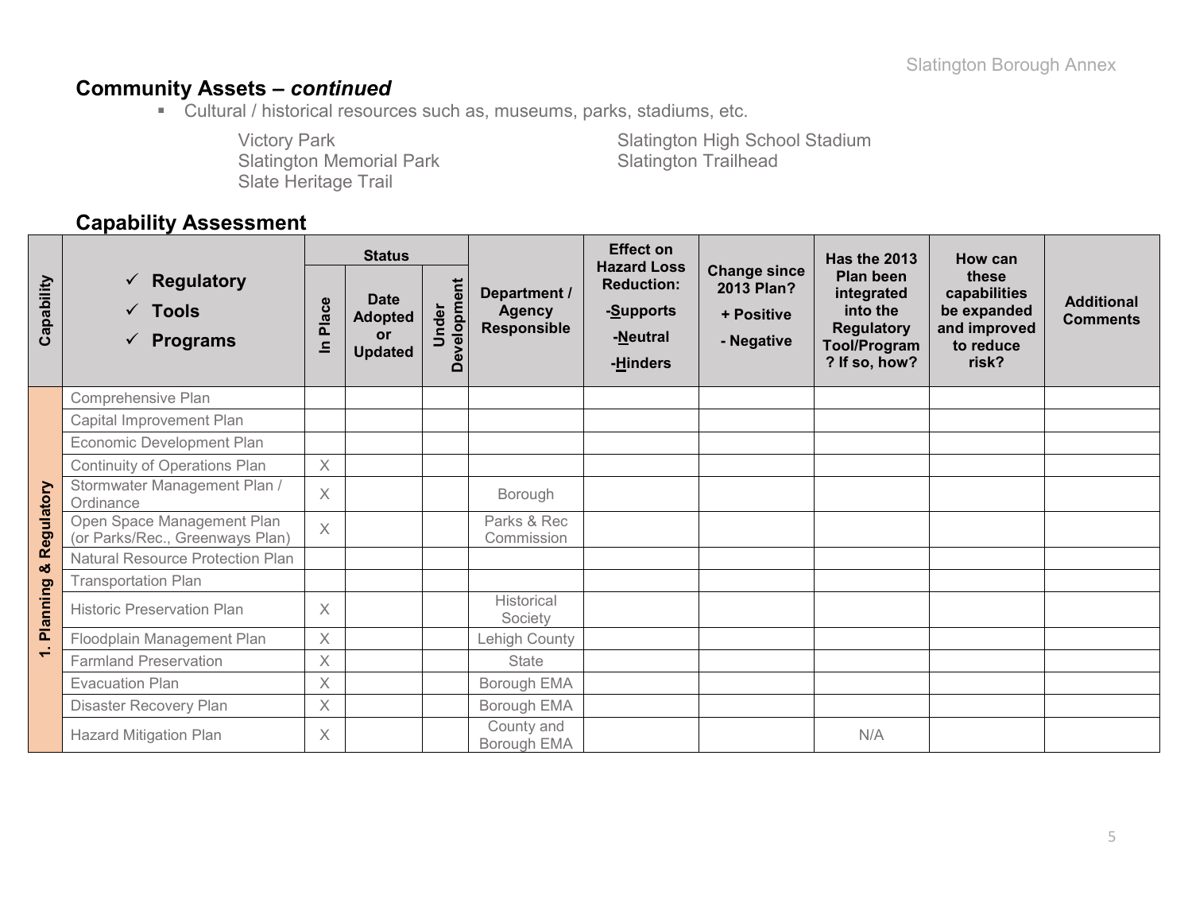## Community Assets – *continued*

- Cultural / historical resources such as, museums, parks, stadiums, etc.

Victory Park
Slatington Memorial Park
Slate Heritage Trail
Slatington High School Stadium
Slatington Trailhead

## Capability Assessment

| Capability | ✓ Regulatory ✓ Tools ✓ Programs | Status | | | Department / Agency Responsible | Effect on Hazard Loss Reduction: -Supports -Neutral -Hinders | Change since 2013 Plan? + Positive - Negative | Has the 2013 Plan been integrated into the Regulatory Tool/Program? If so, how? | How can these capabilities be expanded and improved to reduce risk? | Additional Comments |
|---|---|---|---|---|---|---|---|---|---|---|
| | | In Place | Date Adopted or Updated | Under Development | | | | | | |
| 1. Planning & Regulatory | Comprehensive Plan | | | | | | | | | |
| | Capital Improvement Plan | | | | | | | | | |
| | Economic Development Plan | | | | | | | | | |
| | Continuity of Operations Plan | X | | | | | | | | |
| | Stormwater Management Plan / Ordinance | X | | | Borough | | | | | |
| | Open Space Management Plan (or Parks/Rec., Greenways Plan) | X | | | Parks & Rec Commission | | | | | |
| | Natural Resource Protection Plan | | | | | | | | | |
| | Transportation Plan | | | | | | | | | |
| | Historic Preservation Plan | X | | | Historical Society | | | | | |
| | Floodplain Management Plan | X | | | Lehigh County | | | | | |
| | Farmland Preservation | X | | | State | | | | | |
| | Evacuation Plan | X | | | Borough EMA | | | | | |
| | Disaster Recovery Plan | X | | | Borough EMA | | | | | |
| | Hazard Mitigation Plan | X | | | County and Borough EMA | | | N/A | | |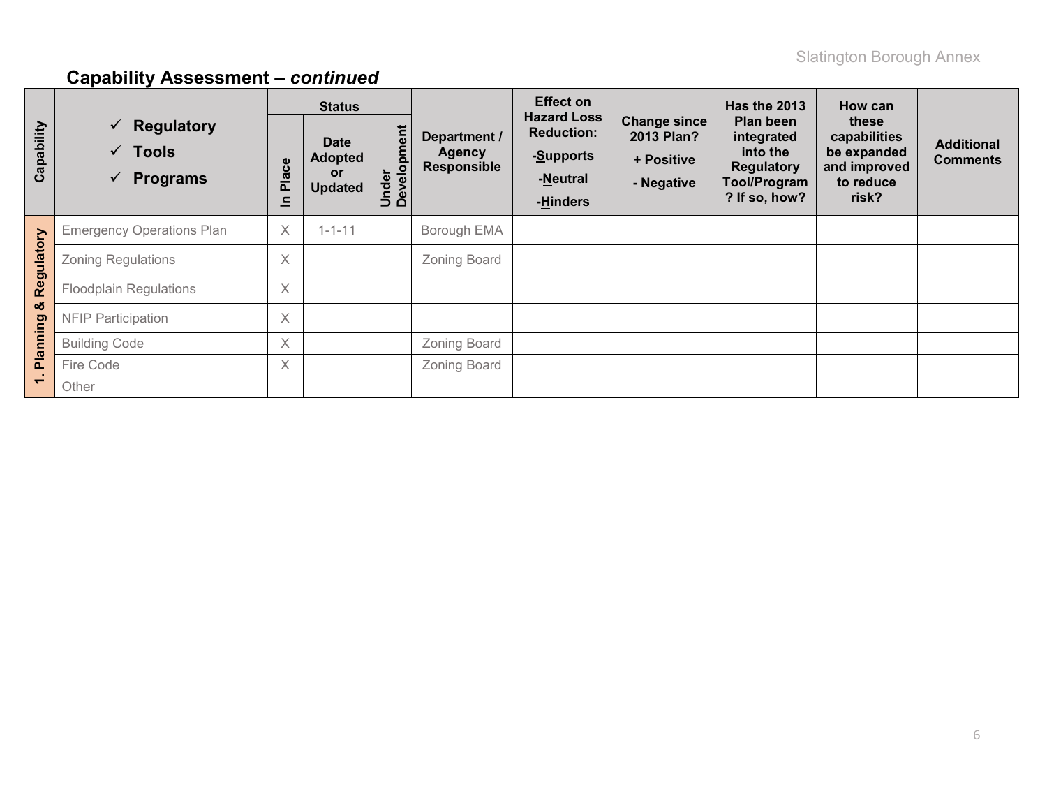## Capability Assessment – *continued*

| Capability | ✓ Regulatory ✓ Tools ✓ Programs | Status | | | Department / Agency Responsible | Effect on Hazard Loss Reduction: -Supports -Neutral -Hinders | Change since 2013 Plan? + Positive - Negative | Has the 2013 Plan been integrated into the Regulatory Tool/Program? If so, how? | How can these capabilities be expanded and improved to reduce risk? | Additional Comments |
|---|---|---|---|---|---|---|---|---|---|---|
| | | In Place | Date Adopted or Updated | Under Development | | | | | | |
| 1. Planning & Regulatory | Emergency Operations Plan | X | 1-1-11 | | Borough EMA | | | | | |
| | Zoning Regulations | X | | | Zoning Board | | | | | |
| | Floodplain Regulations | X | | | | | | | | |
| | NFIP Participation | X | | | | | | | | |
| | Building Code | X | | | Zoning Board | | | | | |
| | Fire Code | X | | | Zoning Board | | | | | |
| | Other | | | | | | | | | |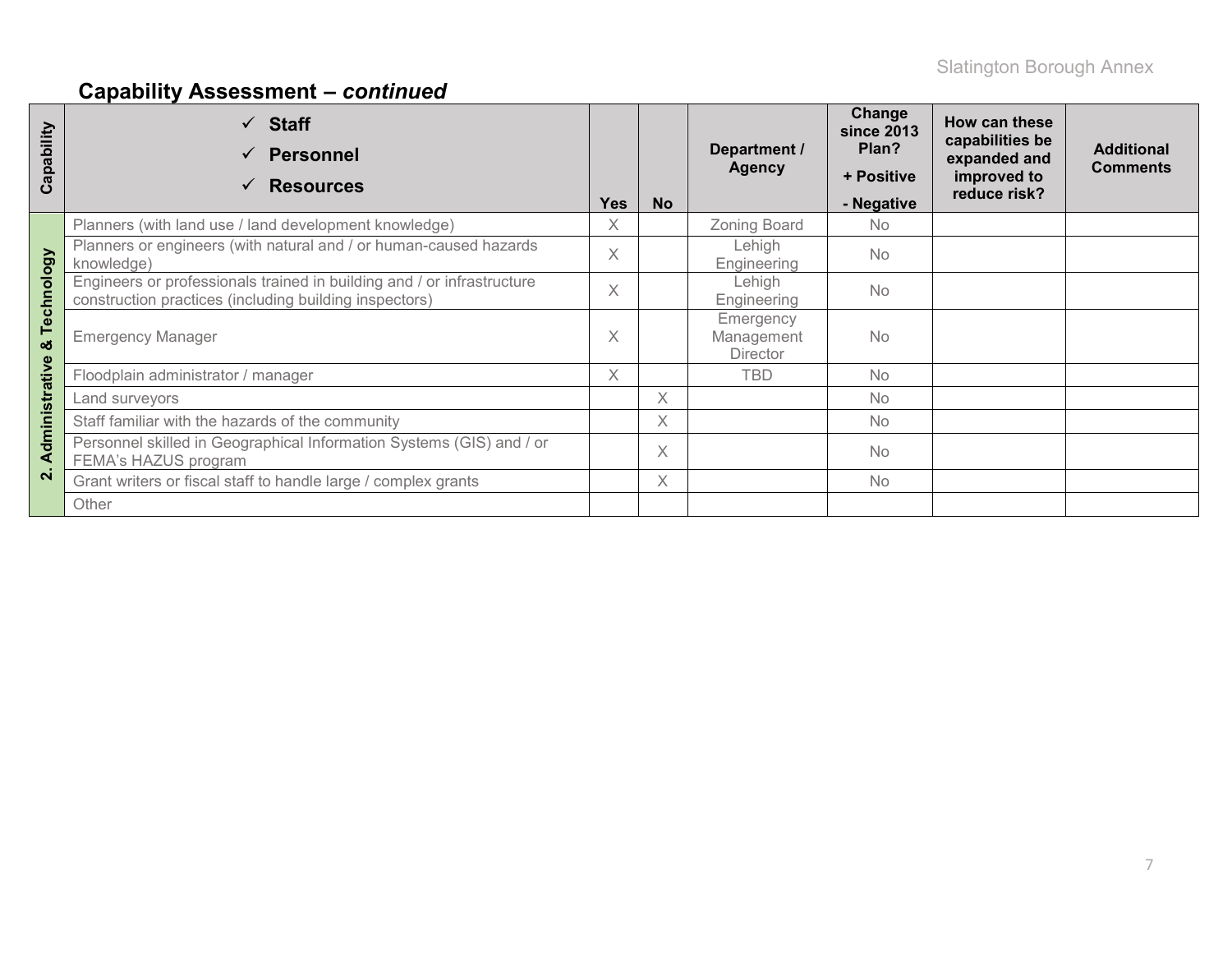## Capability Assessment – *continued*

| Capability | ✓ Staff<br>✓ Personnel<br>✓ Resources | Yes | No | Department / Agency | Change since 2013 Plan?<br>+ Positive<br>- Negative | How can these capabilities be expanded and improved to reduce risk? | Additional Comments |
|---|---|---|---|---|---|---|---|
| 2. Administrative & Technology | Planners (with land use / land development knowledge) | X | | Zoning Board | No | | |
| | Planners or engineers (with natural and / or human-caused hazards knowledge) | X | | Lehigh Engineering | No | | |
| | Engineers or professionals trained in building and / or infrastructure construction practices (including building inspectors) | X | | Lehigh Engineering | No | | |
| | Emergency Manager | X | | Emergency Management Director | No | | |
| | Floodplain administrator / manager | X | | TBD | No | | |
| | Land surveyors | | X | | No | | |
| | Staff familiar with the hazards of the community | | X | | No | | |
| | Personnel skilled in Geographical Information Systems (GIS) and / or FEMA's HAZUS program | | X | | No | | |
| | Grant writers or fiscal staff to handle large / complex grants | | X | | No | | |
| | Other | | | | | | |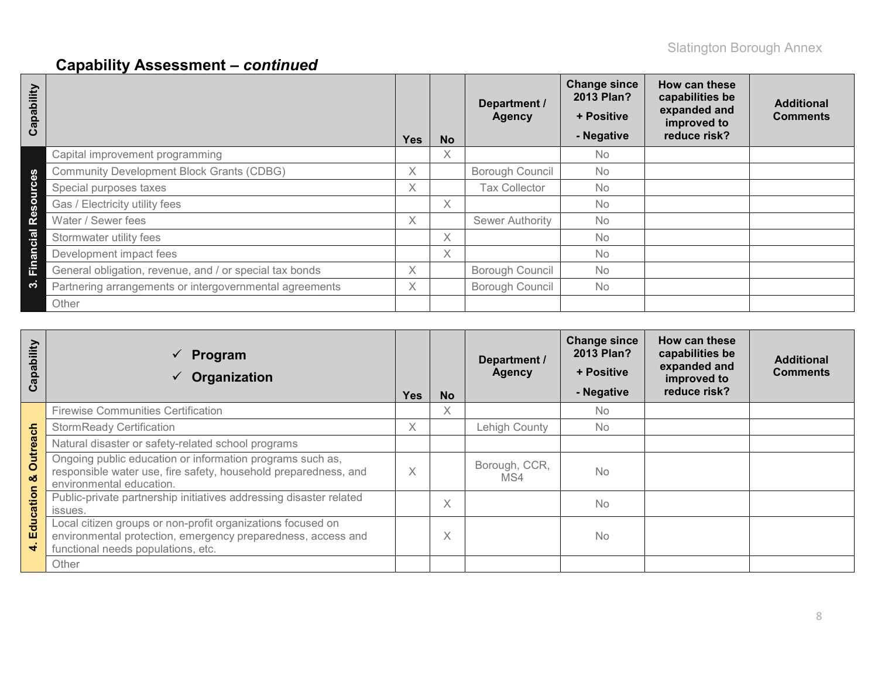## Capability Assessment – *continued*

| Capability | | Yes | No | Department / Agency | Change since 2013 Plan? + Positive - Negative | How can these capabilities be expanded and improved to reduce risk? | Additional Comments |
|---|---|---|---|---|---|---|---|
| 3. Financial Resources | Capital improvement programming | | X | | No | | |
| | Community Development Block Grants (CDBG) | X | | Borough Council | No | | |
| | Special purposes taxes | X | | Tax Collector | No | | |
| | Gas / Electricity utility fees | | X | | No | | |
| | Water / Sewer fees | X | | Sewer Authority | No | | |
| | Stormwater utility fees | | X | | No | | |
| | Development impact fees | | X | | No | | |
| | General obligation, revenue, and / or special tax bonds | X | | Borough Council | No | | |
| | Partnering arrangements or intergovernmental agreements | X | | Borough Council | No | | |
| | Other | | | | | | |

| Capability | ✓ Program ✓ Organization | Yes | No | Department / Agency | Change since 2013 Plan? + Positive - Negative | How can these capabilities be expanded and improved to reduce risk? | Additional Comments |
|---|---|---|---|---|---|---|---|
| 4. Education & Outreach | Firewise Communities Certification | | X | | No | | |
| | StormReady Certification | X | | Lehigh County | No | | |
| | Natural disaster or safety-related school programs | | | | | | |
| | Ongoing public education or information programs such as, responsible water use, fire safety, household preparedness, and environmental education. | X | | Borough, CCR, MS4 | No | | |
| | Public-private partnership initiatives addressing disaster related issues. | | X | | No | | |
| | Local citizen groups or non-profit organizations focused on environmental protection, emergency preparedness, access and functional needs populations, etc. | | X | | No | | |
| | Other | | | | | | |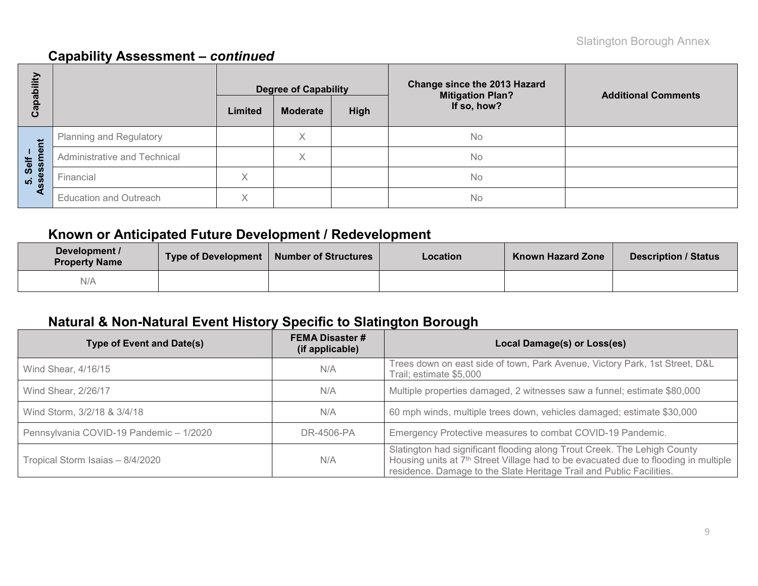## Capability Assessment – *continued*

| Capability | | Degree of Capability | | | Change since the 2013 Hazard Mitigation Plan? If so, how? | Additional Comments |
|---|---|---|---|---|---|---|
| | | Limited | Moderate | High | | |
| 5. Self – Assessment | Planning and Regulatory | | X | | No | |
| | Administrative and Technical | | X | | No | |
| | Financial | X | | | No | |
| | Education and Outreach | X | | | No | |

## Known or Anticipated Future Development / Redevelopment

| Development / Property Name | Type of Development | Number of Structures | Location | Known Hazard Zone | Description / Status |
|---|---|---|---|---|---|
| N/A | | | | | |

## Natural & Non-Natural Event History Specific to Slatington Borough

| Type of Event and Date(s) | FEMA Disaster # (if applicable) | Local Damage(s) or Loss(es) |
|---|---|---|
| Wind Shear, 4/16/15 | N/A | Trees down on east side of town, Park Avenue, Victory Park, 1st Street, D&L Trail; estimate $5,000 |
| Wind Shear, 2/26/17 | N/A | Multiple properties damaged, 2 witnesses saw a funnel; estimate $80,000 |
| Wind Storm, 3/2/18 & 3/4/18 | N/A | 60 mph winds, multiple trees down, vehicles damaged; estimate $30,000 |
| Pennsylvania COVID-19 Pandemic – 1/2020 | DR-4506-PA | Emergency Protective measures to combat COVID-19 Pandemic. |
| Tropical Storm Isaias – 8/4/2020 | N/A | Slatington had significant flooding along Trout Creek. The Lehigh County Housing units at 7th Street Village had to be evacuated due to flooding in multiple residence. Damage to the Slate Heritage Trail and Public Facilities. |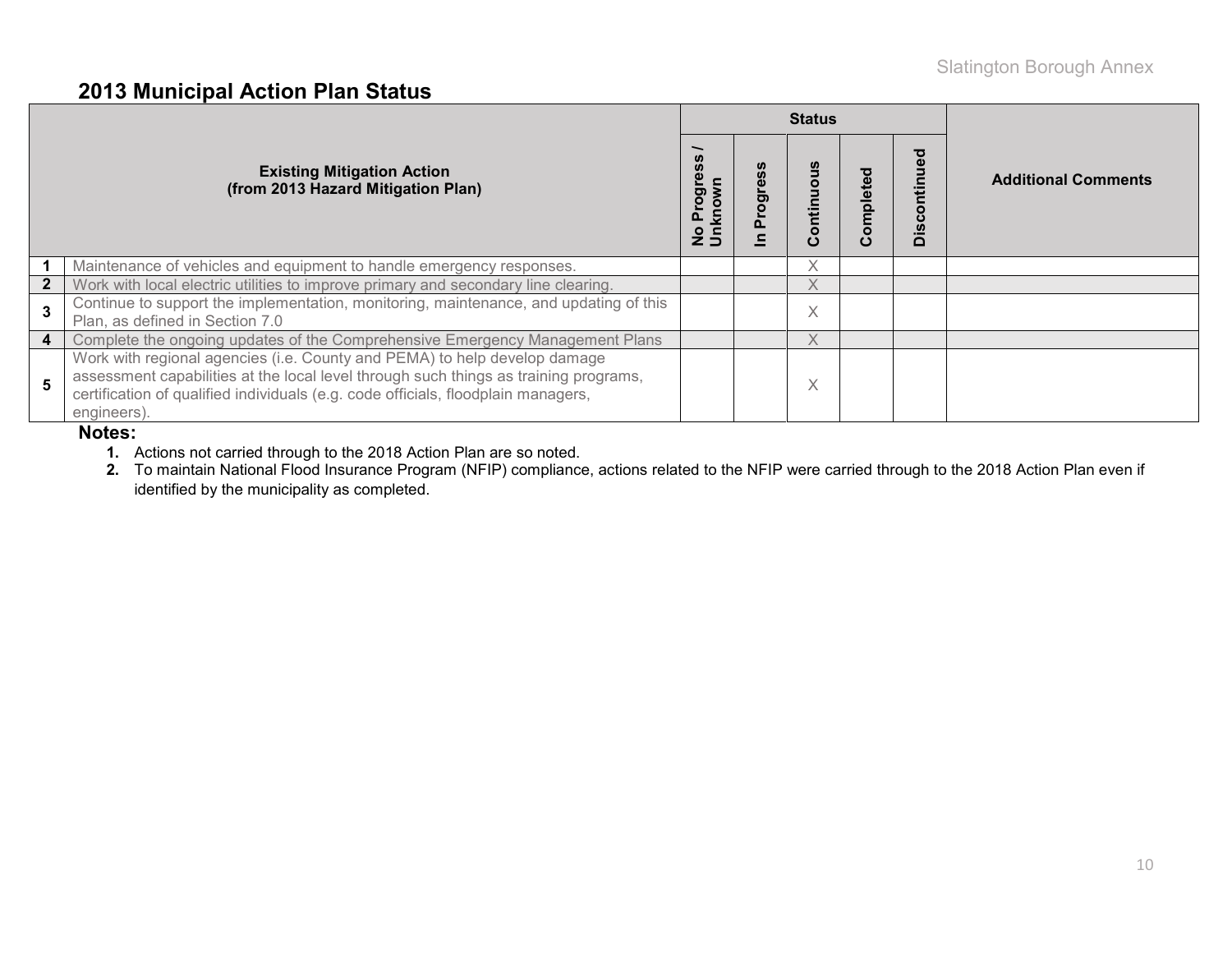## 2013 Municipal Action Plan Status

| # | Existing Mitigation Action (from 2013 Hazard Mitigation Plan) | Status: No Progress / Unknown | In Progress | Continuous | Completed | Discontinued | Additional Comments |
|---|---|---|---|---|---|---|---|
| 1 | Maintenance of vehicles and equipment to handle emergency responses. | | | X | | | |
| 2 | Work with local electric utilities to improve primary and secondary line clearing. | | | X | | | |
| 3 | Continue to support the implementation, monitoring, maintenance, and updating of this Plan, as defined in Section 7.0 | | | X | | | |
| 4 | Complete the ongoing updates of the Comprehensive Emergency Management Plans | | | X | | | |
| 5 | Work with regional agencies (i.e. County and PEMA) to help develop damage assessment capabilities at the local level through such things as training programs, certification of qualified individuals (e.g. code officials, floodplain managers, engineers). | | | X | | | |

**Notes:**

1. Actions not carried through to the 2018 Action Plan are so noted.
2. To maintain National Flood Insurance Program (NFIP) compliance, actions related to the NFIP were carried through to the 2018 Action Plan even if identified by the municipality as completed.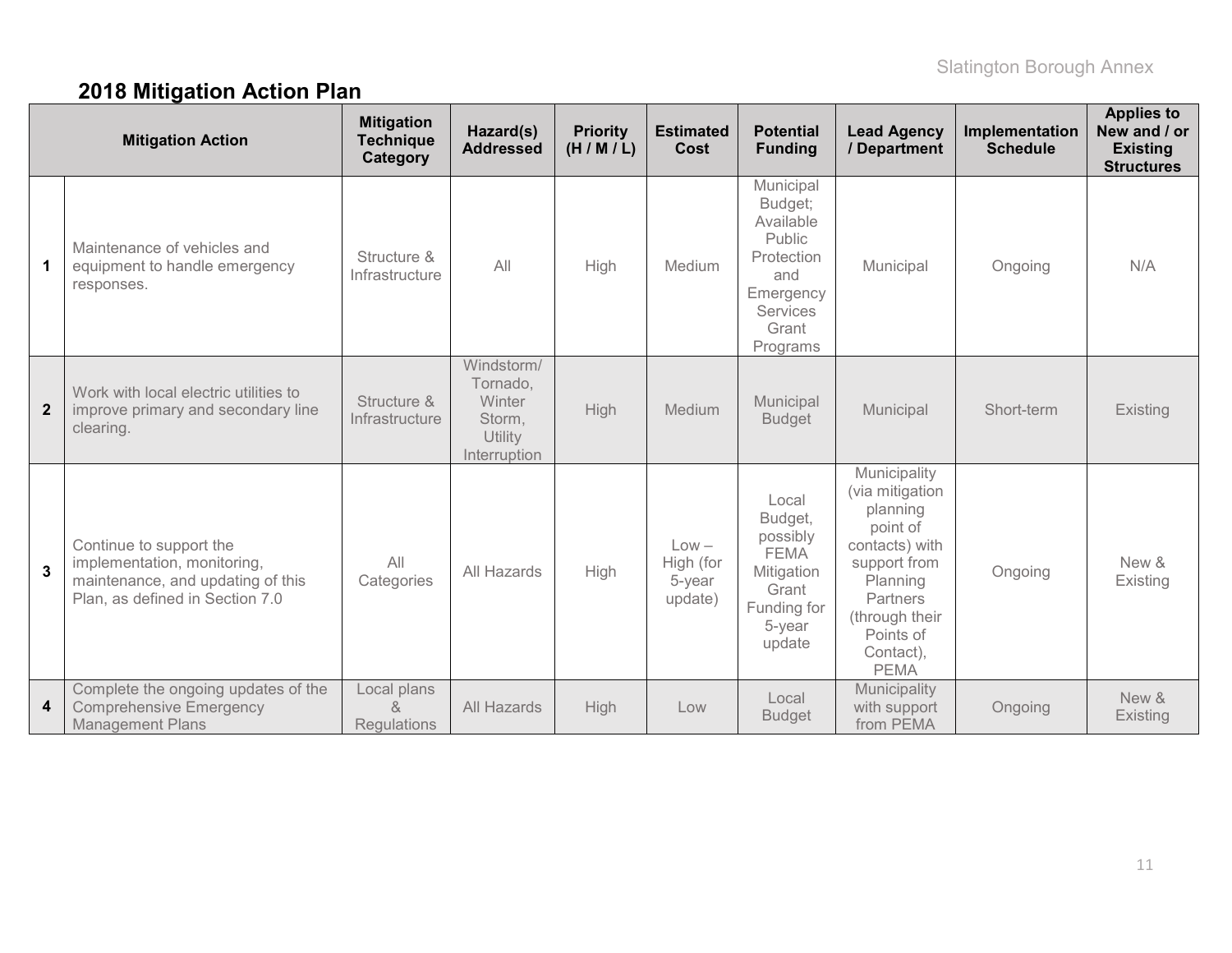## 2018 Mitigation Action Plan

| | Mitigation Action | Mitigation Technique Category | Hazard(s) Addressed | Priority (H / M / L) | Estimated Cost | Potential Funding | Lead Agency / Department | Implementation Schedule | Applies to New and / or Existing Structures |
|---|---|---|---|---|---|---|---|---|---|
| 1 | Maintenance of vehicles and equipment to handle emergency responses. | Structure & Infrastructure | All | High | Medium | Municipal Budget; Available Public Protection and Emergency Services Grant Programs | Municipal | Ongoing | N/A |
| 2 | Work with local electric utilities to improve primary and secondary line clearing. | Structure & Infrastructure | Windstorm/ Tornado, Winter Storm, Utility Interruption | High | Medium | Municipal Budget | Municipal | Short-term | Existing |
| 3 | Continue to support the implementation, monitoring, maintenance, and updating of this Plan, as defined in Section 7.0 | All Categories | All Hazards | High | Low – High (for 5-year update) | Local Budget, possibly FEMA Mitigation Grant Funding for 5-year update | Municipality (via mitigation planning point of contacts) with support from Planning Partners (through their Points of Contact), PEMA | Ongoing | New & Existing |
| 4 | Complete the ongoing updates of the Comprehensive Emergency Management Plans | Local plans & Regulations | All Hazards | High | Low | Local Budget | Municipality with support from PEMA | Ongoing | New & Existing |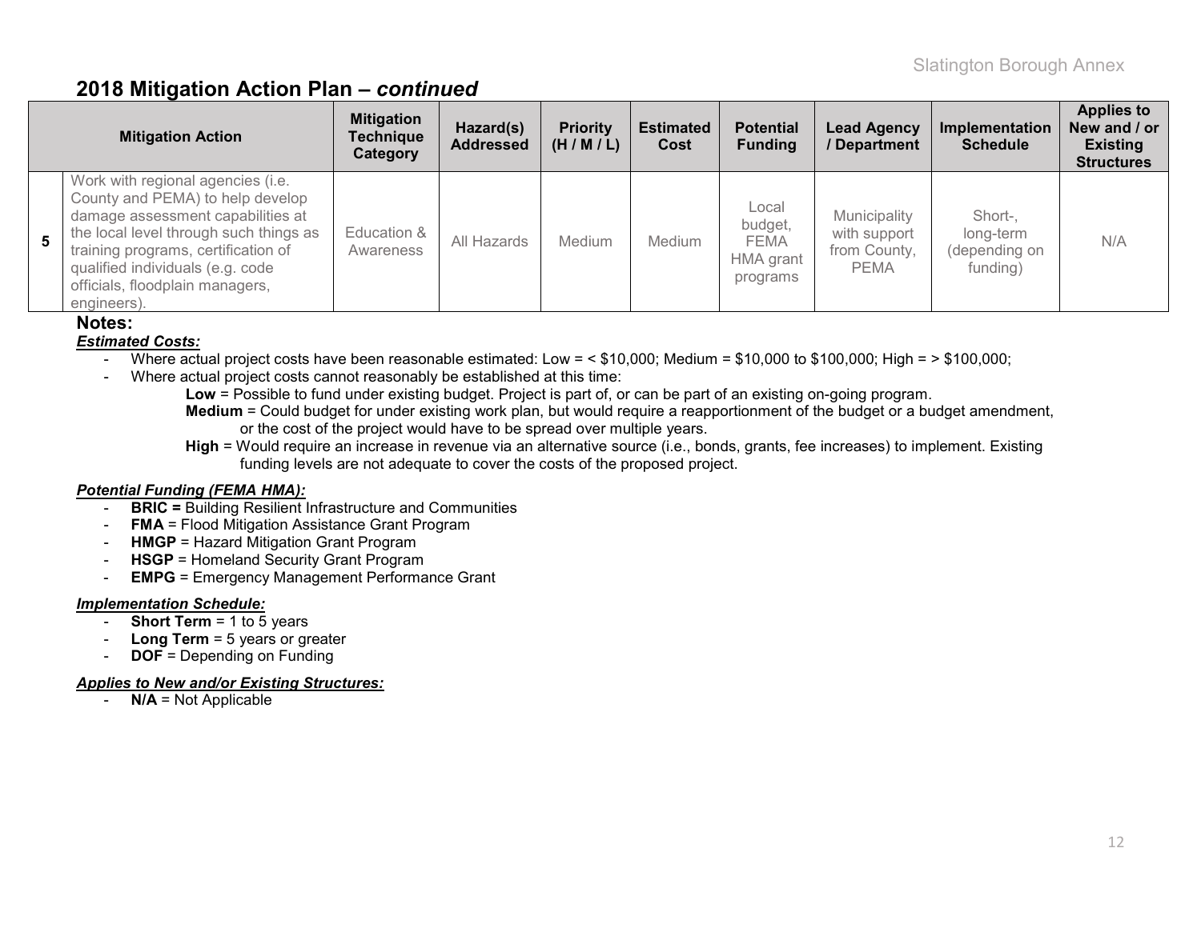## 2018 Mitigation Action Plan – *continued*

| | Mitigation Action | Mitigation Technique Category | Hazard(s) Addressed | Priority (H / M / L) | Estimated Cost | Potential Funding | Lead Agency / Department | Implementation Schedule | Applies to New and / or Existing Structures |
|---|---|---|---|---|---|---|---|---|---|
| 5 | Work with regional agencies (i.e. County and PEMA) to help develop damage assessment capabilities at the local level through such things as training programs, certification of qualified individuals (e.g. code officials, floodplain managers, engineers). | Education & Awareness | All Hazards | Medium | Medium | Local budget, FEMA HMA grant programs | Municipality with support from County, PEMA | Short-, long-term (depending on funding) | N/A |

**Notes:**

***Estimated Costs:***

- Where actual project costs have been reasonable estimated: Low = < $10,000; Medium = $10,000 to $100,000; High = > $100,000;
- Where actual project costs cannot reasonably be established at this time:
  - **Low** = Possible to fund under existing budget. Project is part of, or can be part of an existing on-going program.
  - **Medium** = Could budget for under existing work plan, but would require a reapportionment of the budget or a budget amendment, or the cost of the project would have to be spread over multiple years.
  - **High** = Would require an increase in revenue via an alternative source (i.e., bonds, grants, fee increases) to implement. Existing funding levels are not adequate to cover the costs of the proposed project.

***Potential Funding (FEMA HMA):***

- **BRIC =** Building Resilient Infrastructure and Communities
- **FMA** = Flood Mitigation Assistance Grant Program
- **HMGP** = Hazard Mitigation Grant Program
- **HSGP** = Homeland Security Grant Program
- **EMPG** = Emergency Management Performance Grant

***Implementation Schedule:***

- **Short Term** = 1 to 5 years
- **Long Term** = 5 years or greater
- **DOF** = Depending on Funding

***Applies to New and/or Existing Structures:***

- **N/A** = Not Applicable